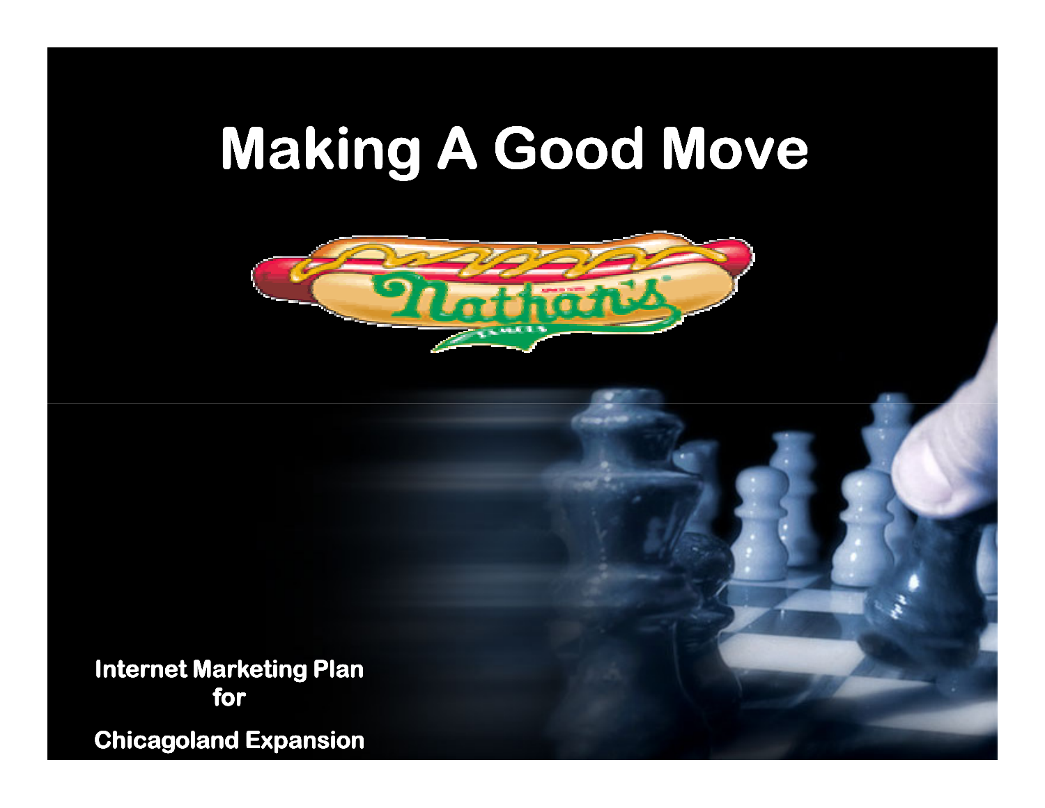# Making A Good Move

**Internet Marketing Plan for**

**Chicagoland Expansion**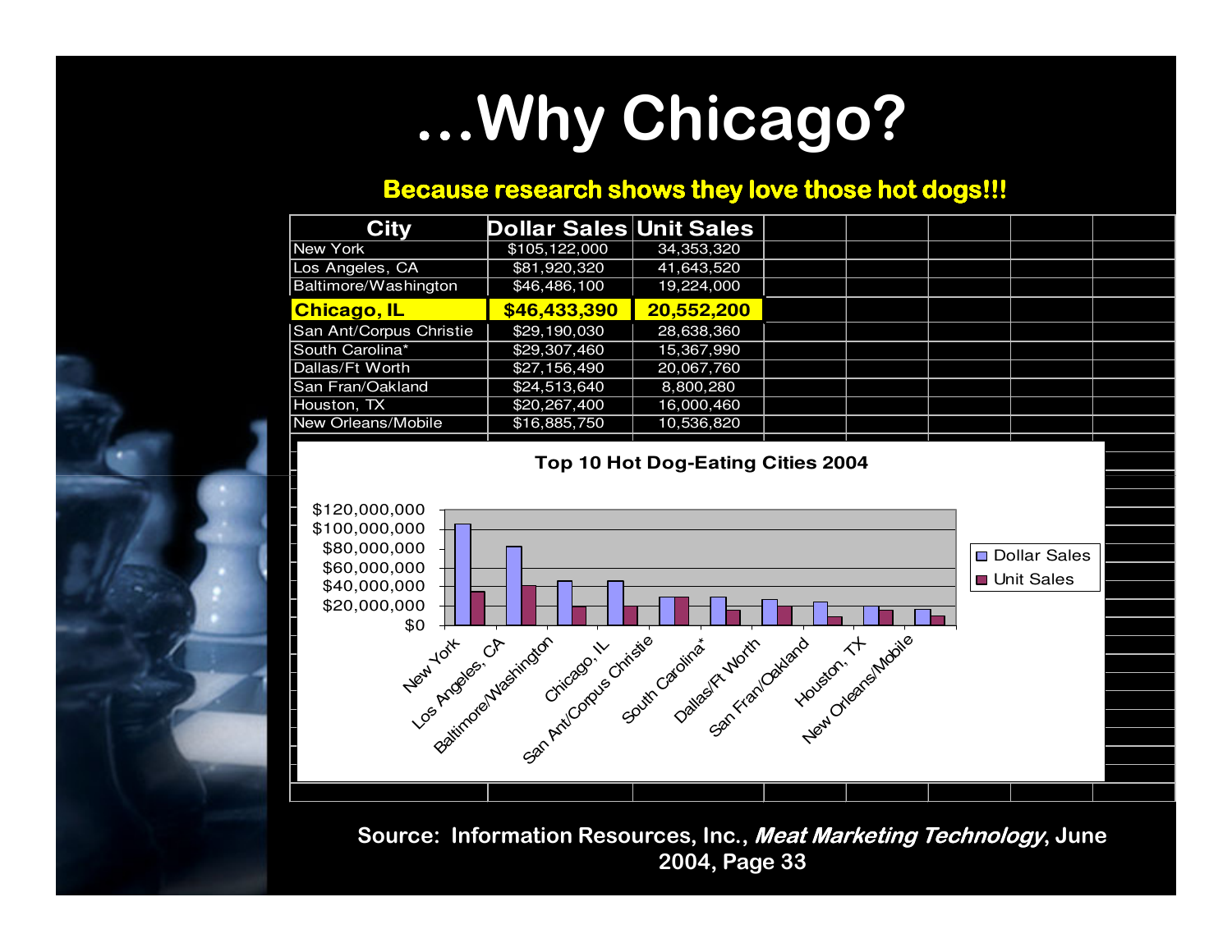# ...Why Chicago?

**Because research shows they love those hot dogs!!!**

| City | Dollar Sales | Unit Sales |
|---|---|---|
| New York | $105,122,000 | 34,353,320 |
| Los Angeles, CA | $81,920,320 | 41,643,520 |
| Baltimore/Washington | $46,486,100 | 19,224,000 |
| **Chicago, IL** | **$46,433,390** | **20,552,200** |
| San Ant/Corpus Christie | $29,190,030 | 28,638,360 |
| South Carolina* | $29,307,460 | 15,367,990 |
| Dallas/Ft Worth | $27,156,490 | 20,067,760 |
| San Fran/Oakland | $24,513,640 | 8,800,280 |
| Houston, TX | $20,267,400 | 16,000,460 |
| New Orleans/Mobile | $16,885,750 | 10,536,820 |

**Top 10 Hot Dog-Eating Cities 2004**

**Source: Information Resources, Inc., *Meat Marketing Technology*, June 2004, Page 33**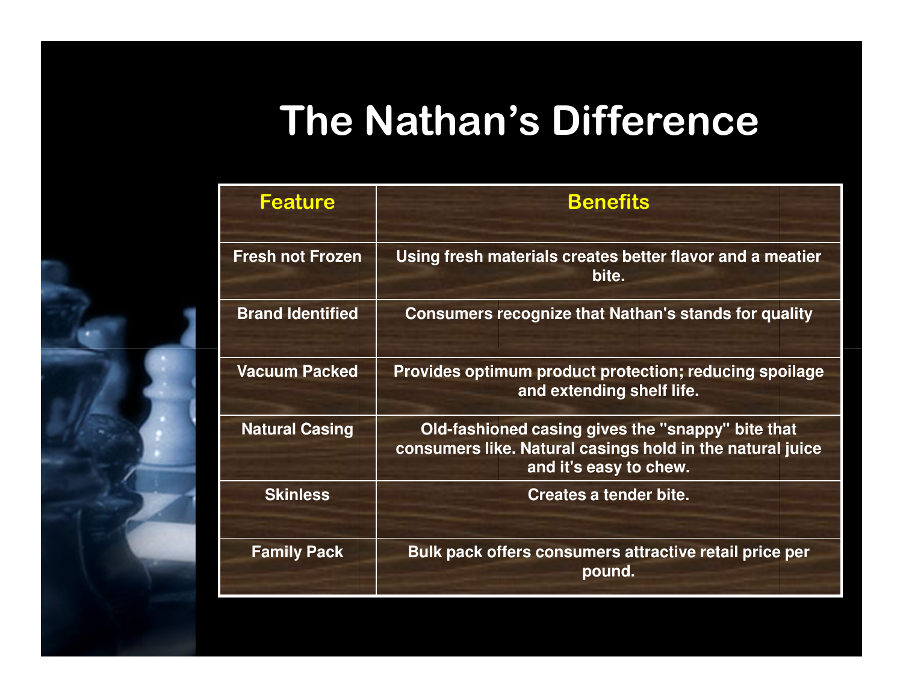# The Nathan's Difference

| Feature | Benefits |
| --- | --- |
| Fresh not Frozen | Using fresh materials creates better flavor and a meatier bite. |
| Brand Identified | Consumers recognize that Nathan's stands for quality |
| Vacuum Packed | Provides optimum product protection; reducing spoilage and extending shelf life. |
| Natural Casing | Old-fashioned casing gives the "snappy" bite that consumers like. Natural casings hold in the natural juice and it's easy to chew. |
| Skinless | Creates a tender bite. |
| Family Pack | Bulk pack offers consumers attractive retail price per pound. |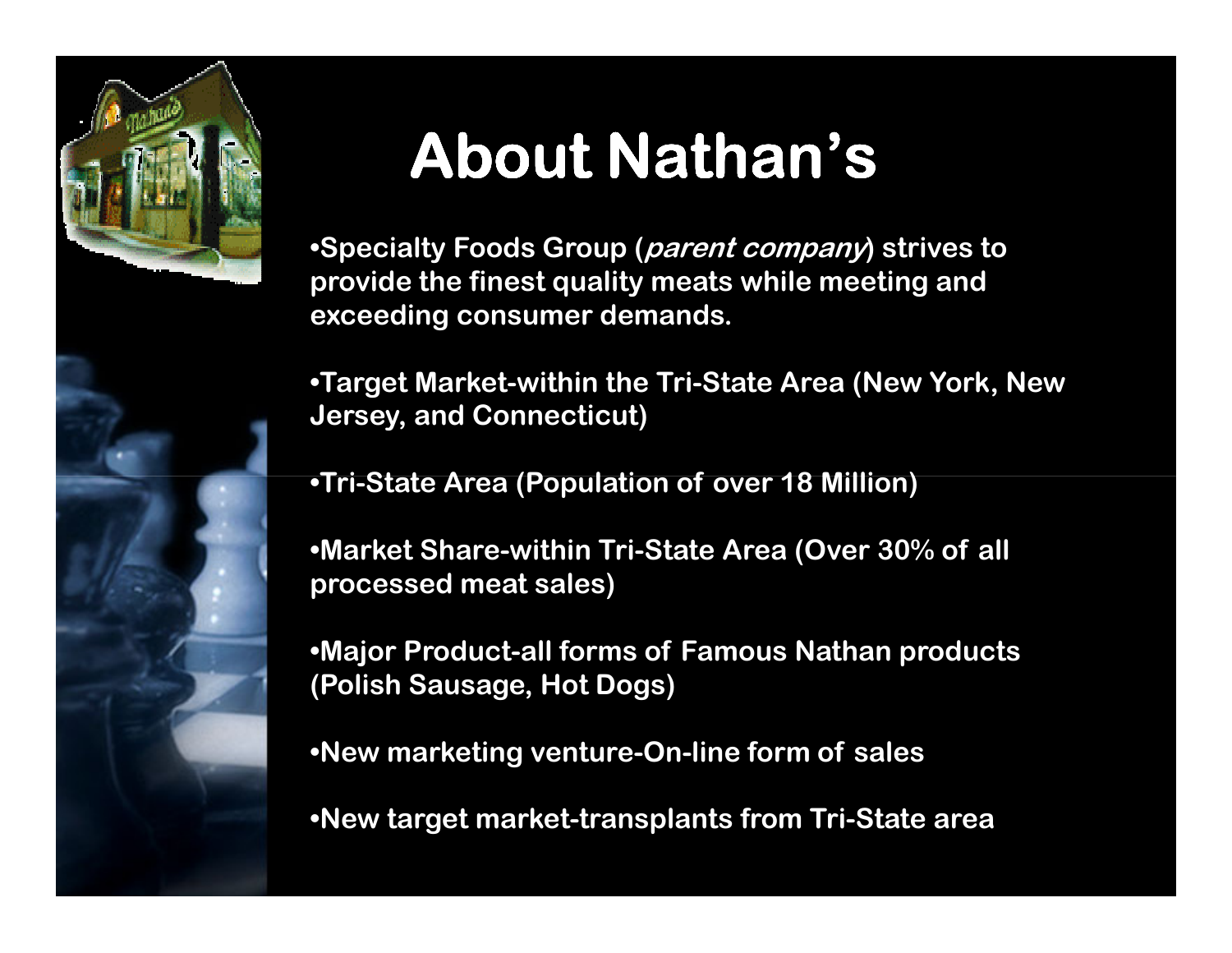# About Nathan's

- Specialty Foods Group (*parent company*) strives to provide the finest quality meats while meeting and exceeding consumer demands.
- Target Market-within the Tri-State Area (New York, New Jersey, and Connecticut)
- Tri-State Area (Population of over 18 Million)
- Market Share-within Tri-State Area (Over 30% of all processed meat sales)
- Major Product-all forms of Famous Nathan products (Polish Sausage, Hot Dogs)
- New marketing venture-On-line form of sales
- New target market-transplants from Tri-State area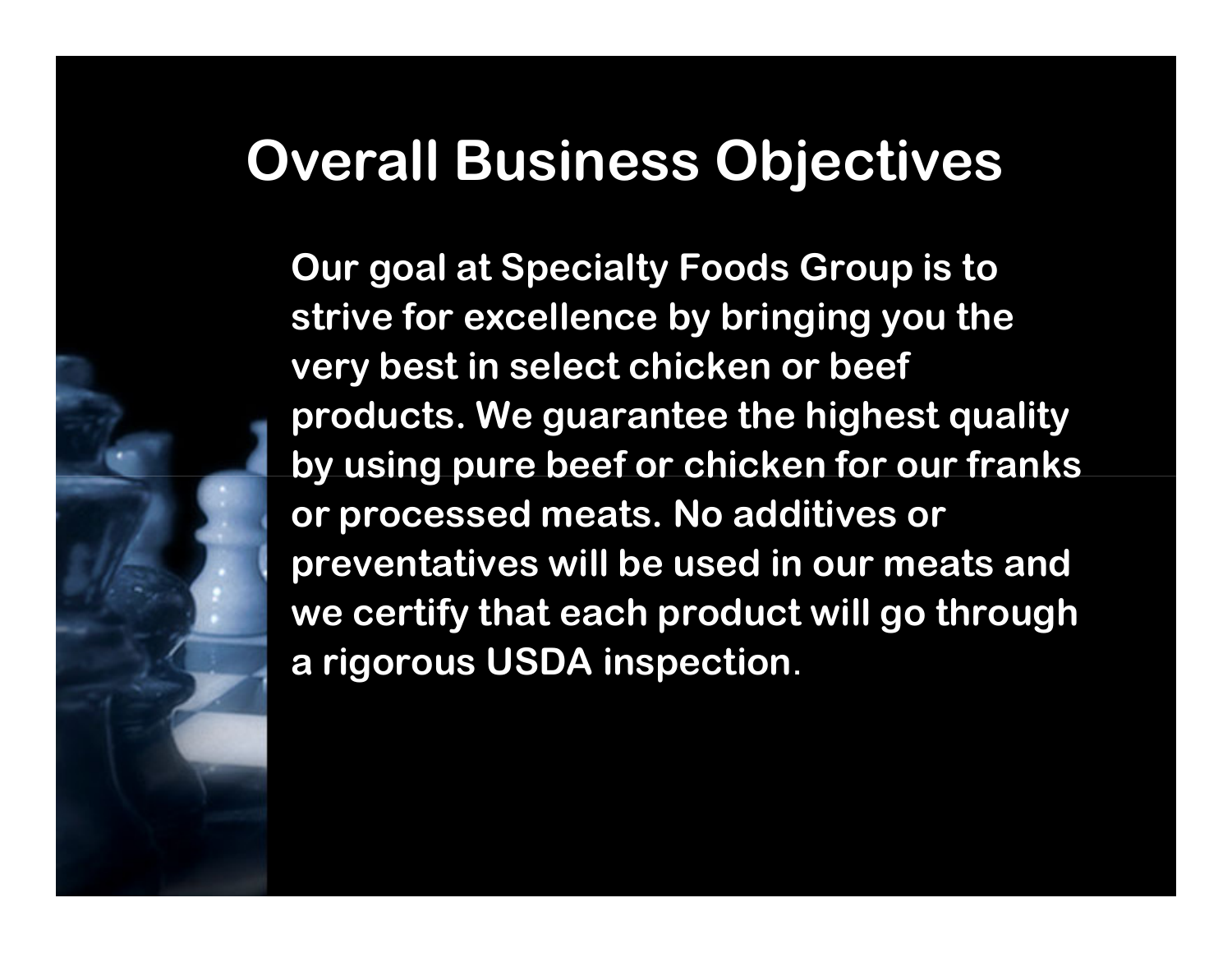# Overall Business Objectives

Our goal at Specialty Foods Group is to strive for excellence by bringing you the very best in select chicken or beef products. We guarantee the highest quality by using pure beef or chicken for our franks or processed meats. No additives or preventatives will be used in our meats and we certify that each product will go through a rigorous USDA inspection.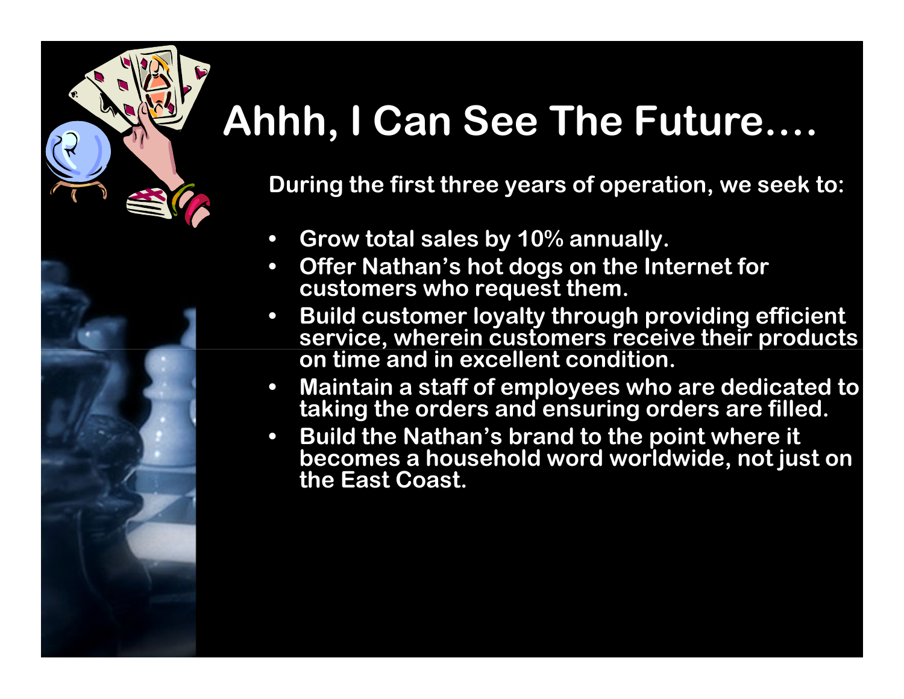# Ahhh, I Can See The Future….

**During the first three years of operation, we seek to:**

- **Grow total sales by 10% annually.**
- **Offer Nathan's hot dogs on the Internet for customers who request them.**
- **Build customer loyalty through providing efficient service, wherein customers receive their products on time and in excellent condition.**
- **Maintain a staff of employees who are dedicated to taking the orders and ensuring orders are filled.**
- **Build the Nathan's brand to the point where it becomes a household word worldwide, not just on the East Coast.**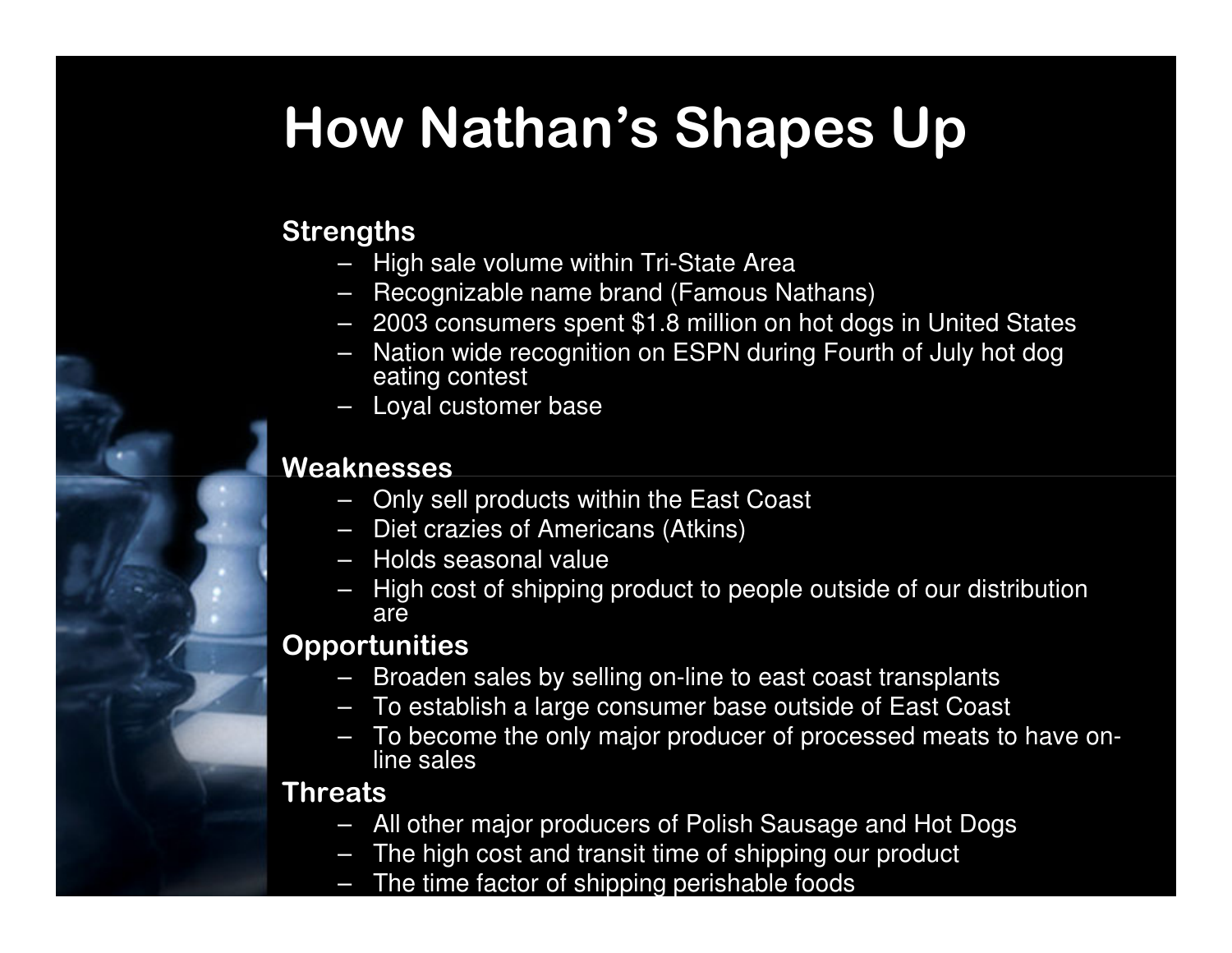# How Nathan's Shapes Up

**Strengths**

- High sale volume within Tri-State Area
- Recognizable name brand (Famous Nathans)
- 2003 consumers spent $1.8 million on hot dogs in United States
- Nation wide recognition on ESPN during Fourth of July hot dog eating contest
- Loyal customer base

**Weaknesses**

- Only sell products within the East Coast
- Diet crazies of Americans (Atkins)
- Holds seasonal value
- High cost of shipping product to people outside of our distribution are

**Opportunities**

- Broaden sales by selling on-line to east coast transplants
- To establish a large consumer base outside of East Coast
- To become the only major producer of processed meats to have on-line sales

**Threats**

- All other major producers of Polish Sausage and Hot Dogs
- The high cost and transit time of shipping our product
- The time factor of shipping perishable foods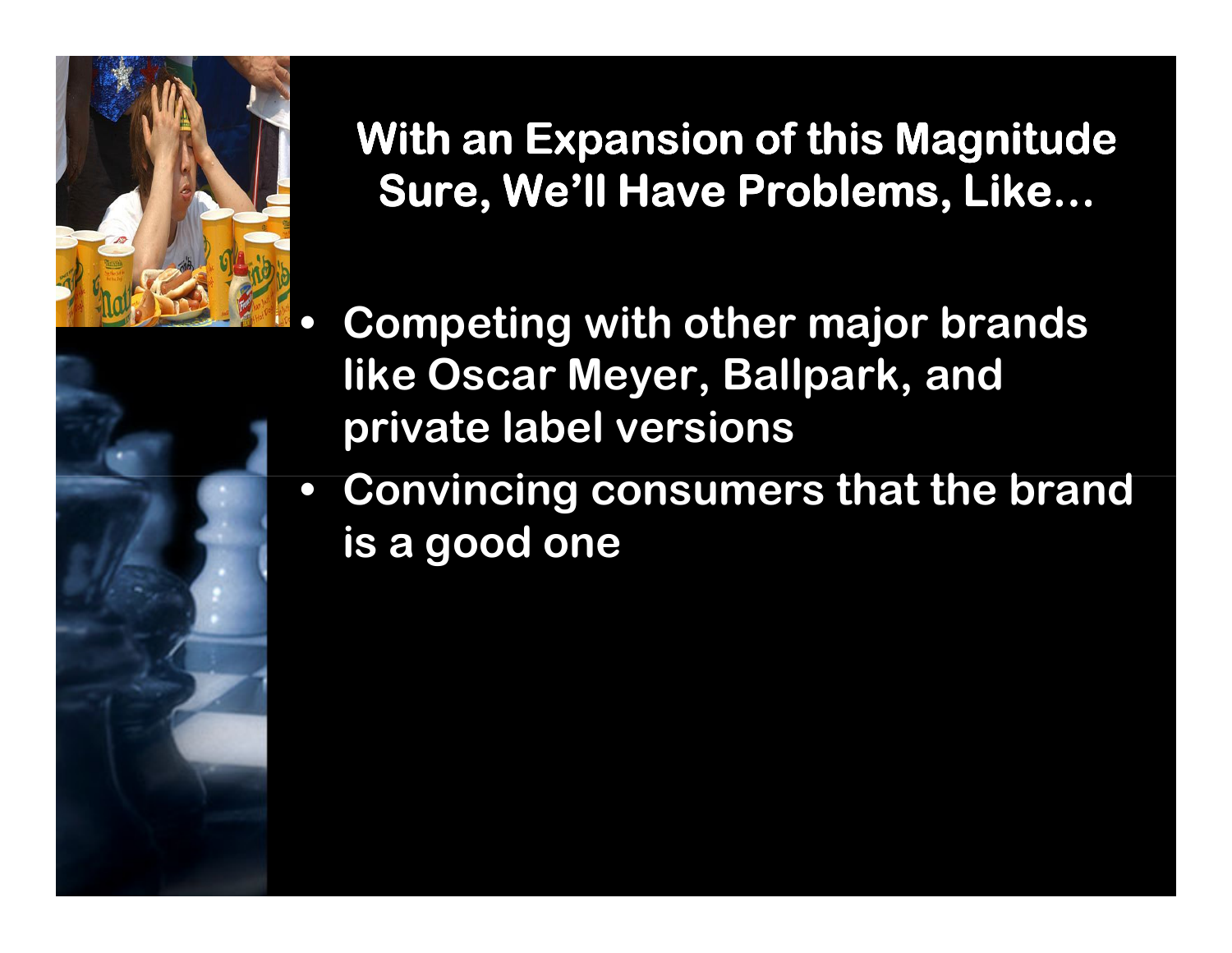## With an Expansion of this Magnitude Sure, We'll Have Problems, Like…

- Competing with other major brands like Oscar Meyer, Ballpark, and private label versions
- Convincing consumers that the brand is a good one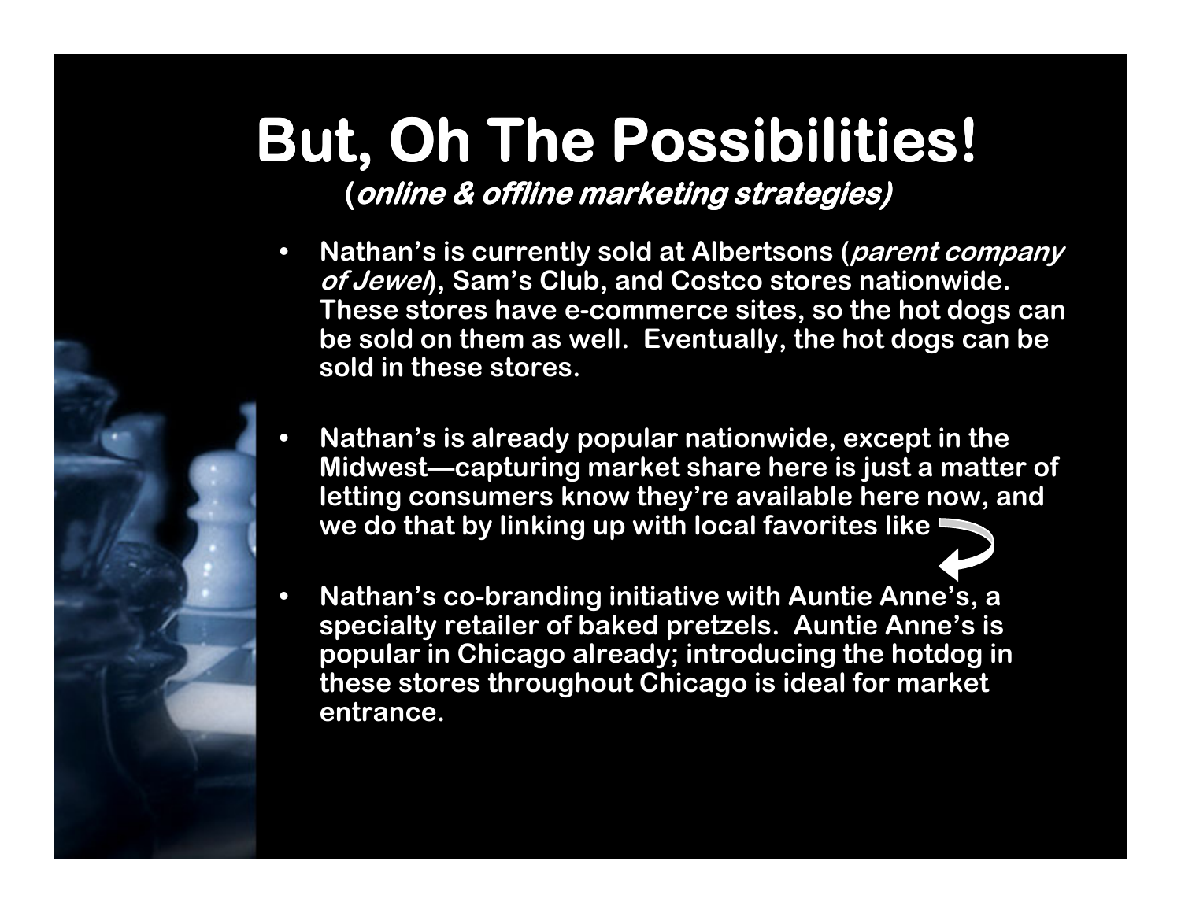# But, Oh The Possibilities!

**(*online & offline marketing strategies)***

- **Nathan's is currently sold at Albertsons (*parent company of Jewel*), Sam's Club, and Costco stores nationwide. These stores have e-commerce sites, so the hot dogs can be sold on them as well. Eventually, the hot dogs can be sold in these stores.**

- **Nathan's is already popular nationwide, except in the Midwest—capturing market share here is just a matter of letting consumers know they're available here now, and we do that by linking up with local favorites like**

- **Nathan's co-branding initiative with Auntie Anne's, a specialty retailer of baked pretzels. Auntie Anne's is popular in Chicago already; introducing the hotdog in these stores throughout Chicago is ideal for market entrance.**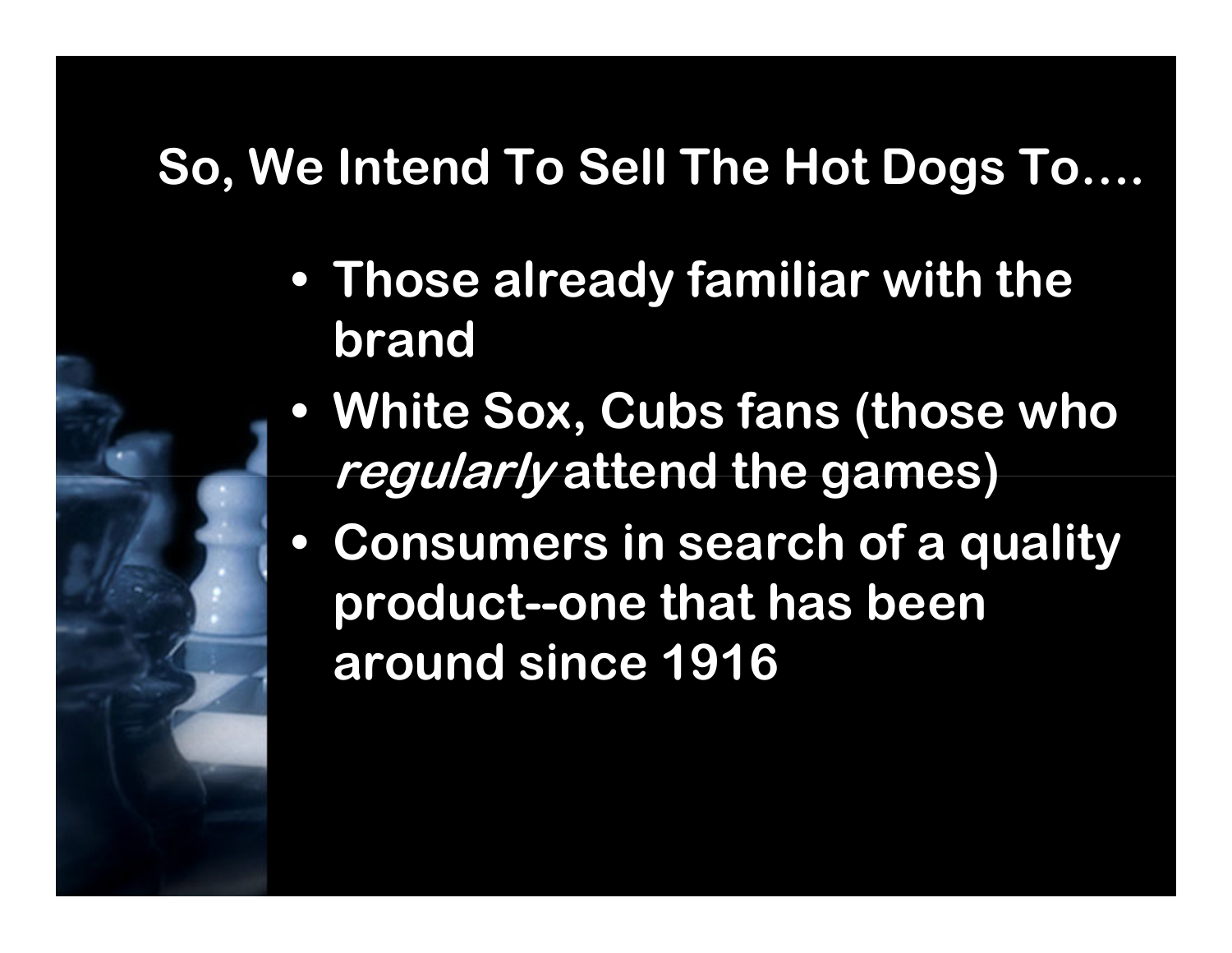## So, We Intend To Sell The Hot Dogs To….

- **Those already familiar with the brand**
- **White Sox, Cubs fans (those who *regularly* attend the games)**
- **Consumers in search of a quality product--one that has been around since 1916**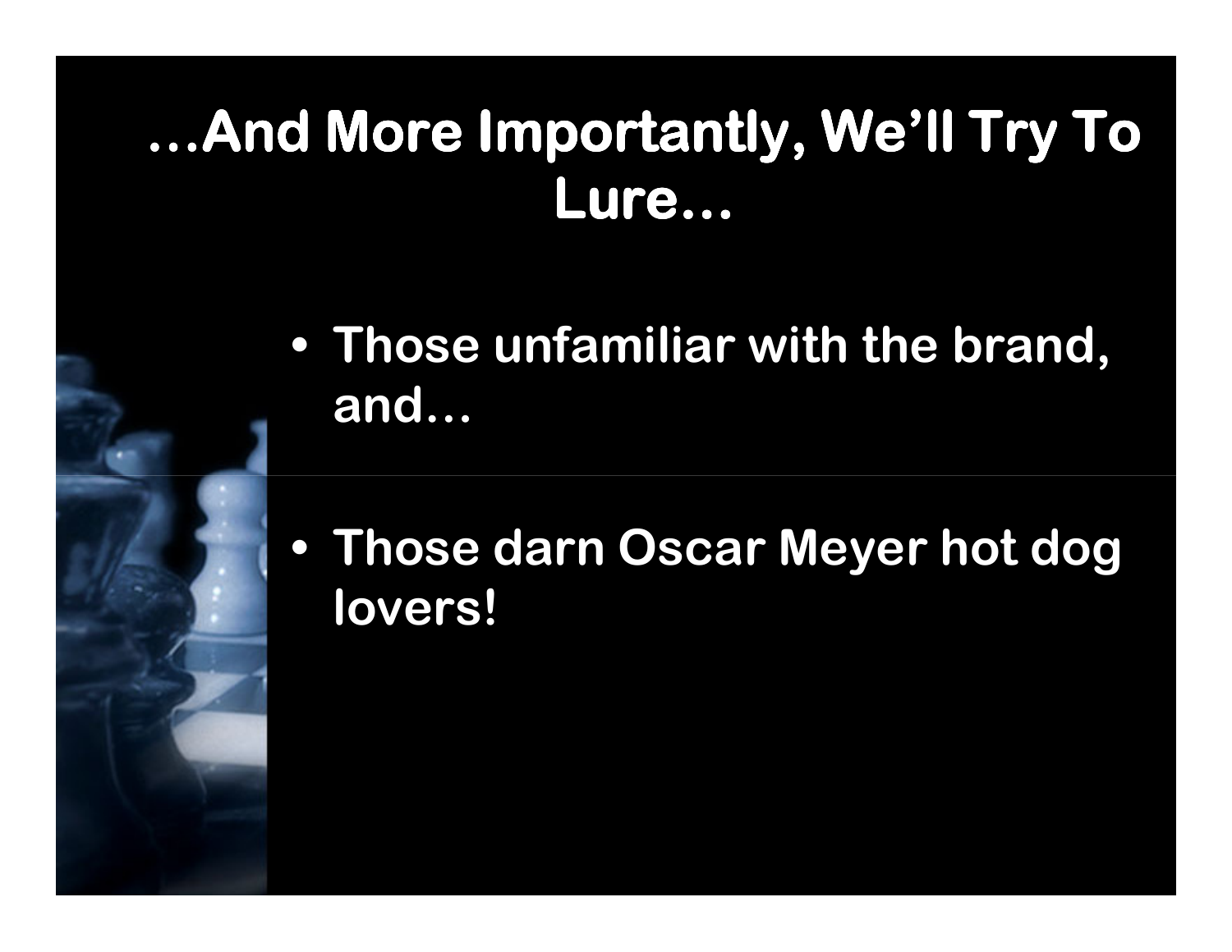# …And More Importantly, We'll Try To Lure…

- Those unfamiliar with the brand, and…
- Those darn Oscar Meyer hot dog lovers!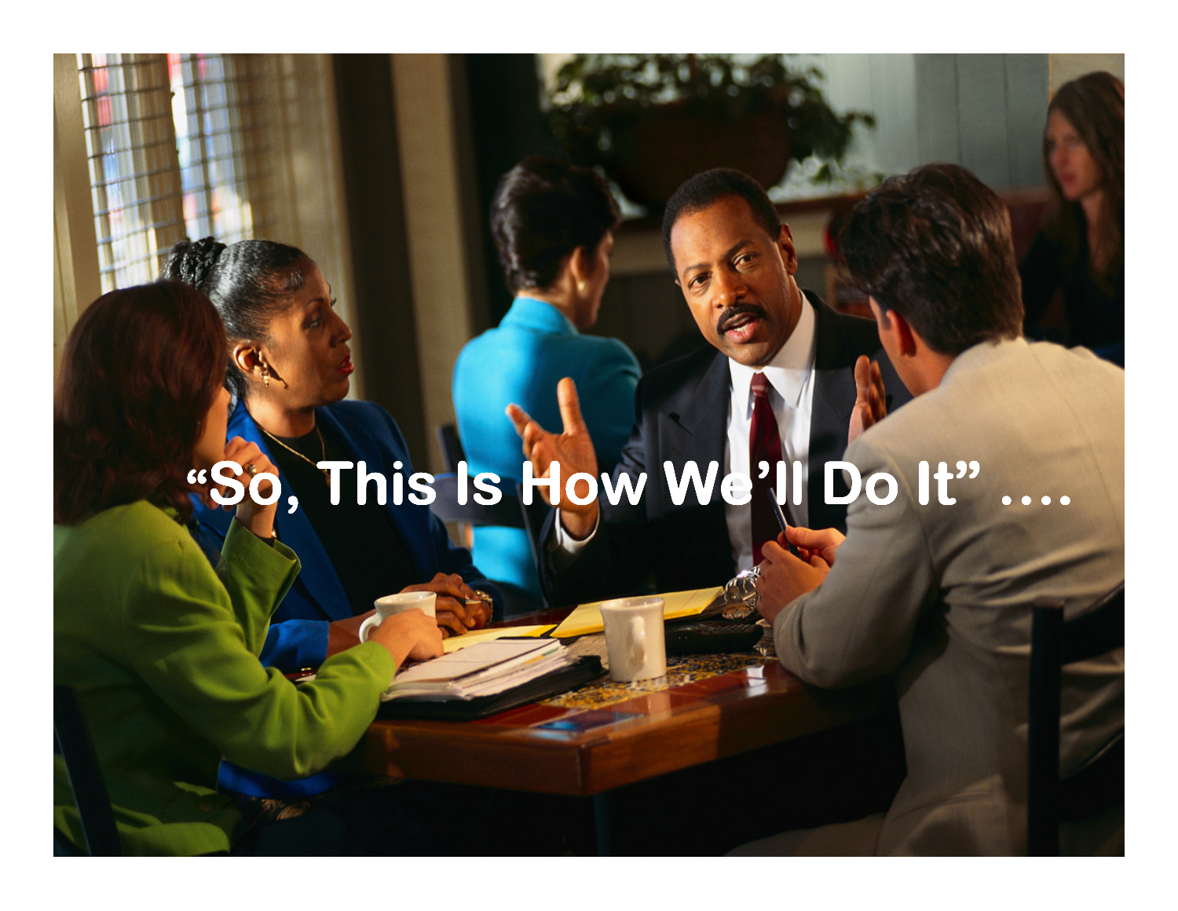"So, This Is How We'll Do It" ....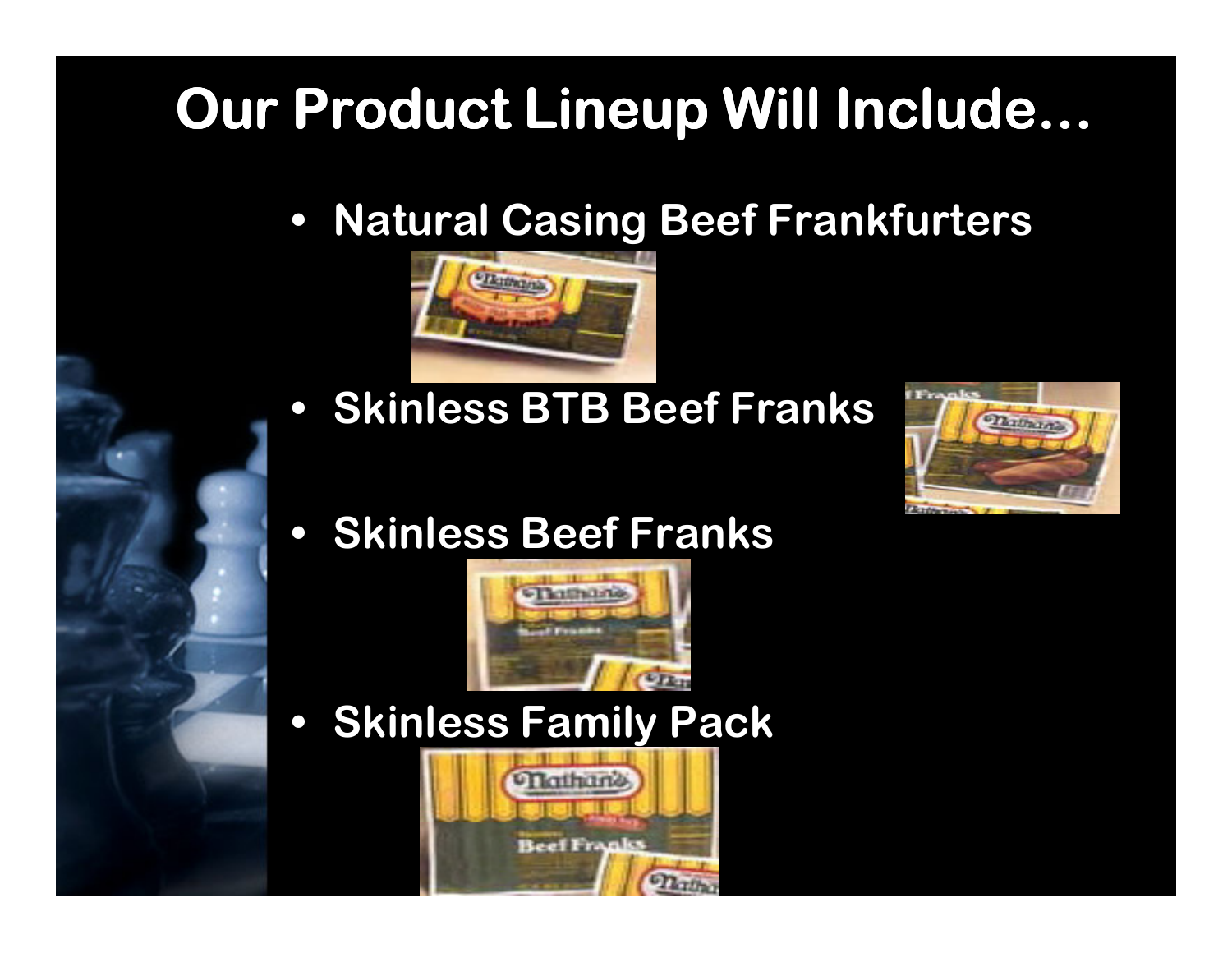# Our Product Lineup Will Include…

- Natural Casing Beef Frankfurters
- Skinless BTB Beef Franks
- Skinless Beef Franks
- Skinless Family Pack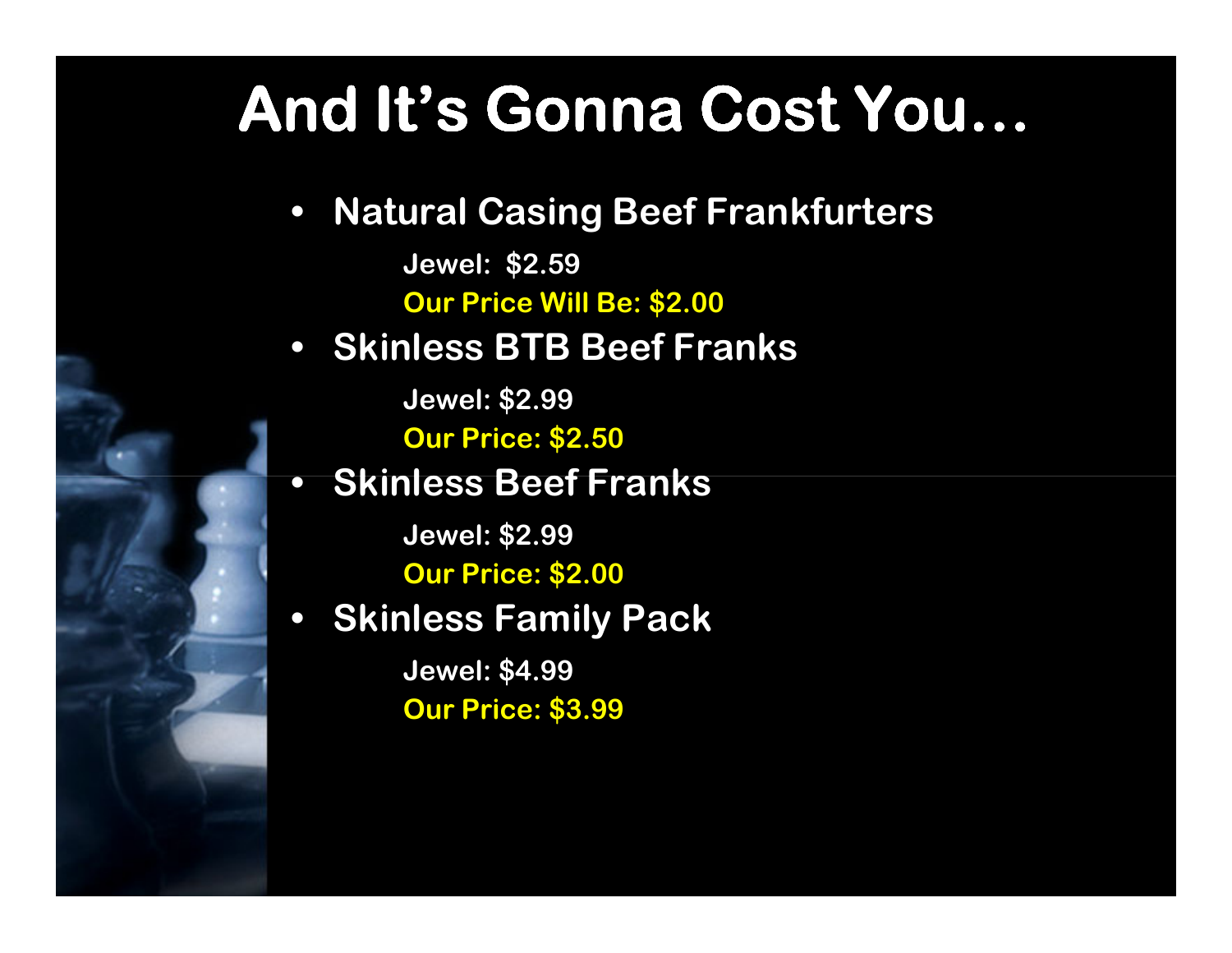# And It's Gonna Cost You…

- **Natural Casing Beef Frankfurters**

  **Jewel: $2.59**

  **Our Price Will Be: $2.00**

- **Skinless BTB Beef Franks**

  **Jewel: $2.99**

  **Our Price: $2.50**

- **Skinless Beef Franks**

  **Jewel: $2.99**

  **Our Price: $2.00**

- **Skinless Family Pack**

  **Jewel: $4.99**

  **Our Price: $3.99**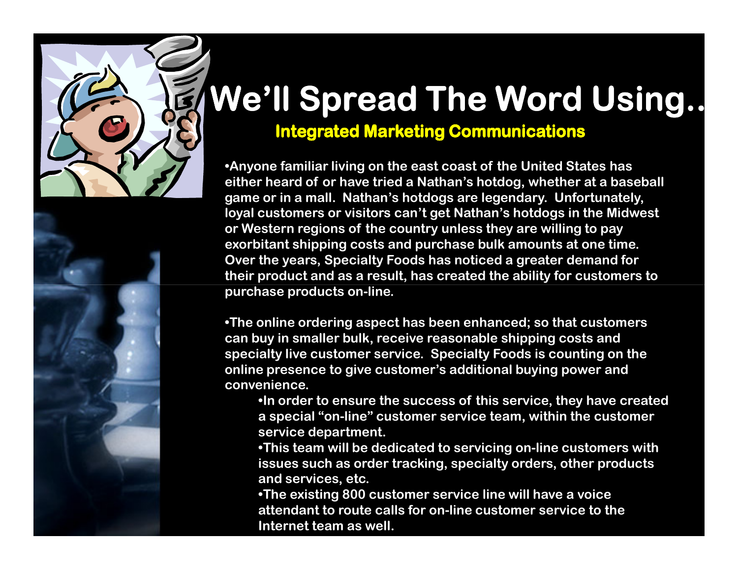# We'll Spread The Word Using..

## Integrated Marketing Communications

- Anyone familiar living on the east coast of the United States has either heard of or have tried a Nathan's hotdog, whether at a baseball game or in a mall. Nathan's hotdogs are legendary. Unfortunately, loyal customers or visitors can't get Nathan's hotdogs in the Midwest or Western regions of the country unless they are willing to pay exorbitant shipping costs and purchase bulk amounts at one time. Over the years, Specialty Foods has noticed a greater demand for their product and as a result, has created the ability for customers to purchase products on-line.

- The online ordering aspect has been enhanced; so that customers can buy in smaller bulk, receive reasonable shipping costs and specialty live customer service. Specialty Foods is counting on the online presence to give customer's additional buying power and convenience.
  - In order to ensure the success of this service, they have created a special "on-line" customer service team, within the customer service department.
  - This team will be dedicated to servicing on-line customers with issues such as order tracking, specialty orders, other products and services, etc.
  - The existing 800 customer service line will have a voice attendant to route calls for on-line customer service to the Internet team as well.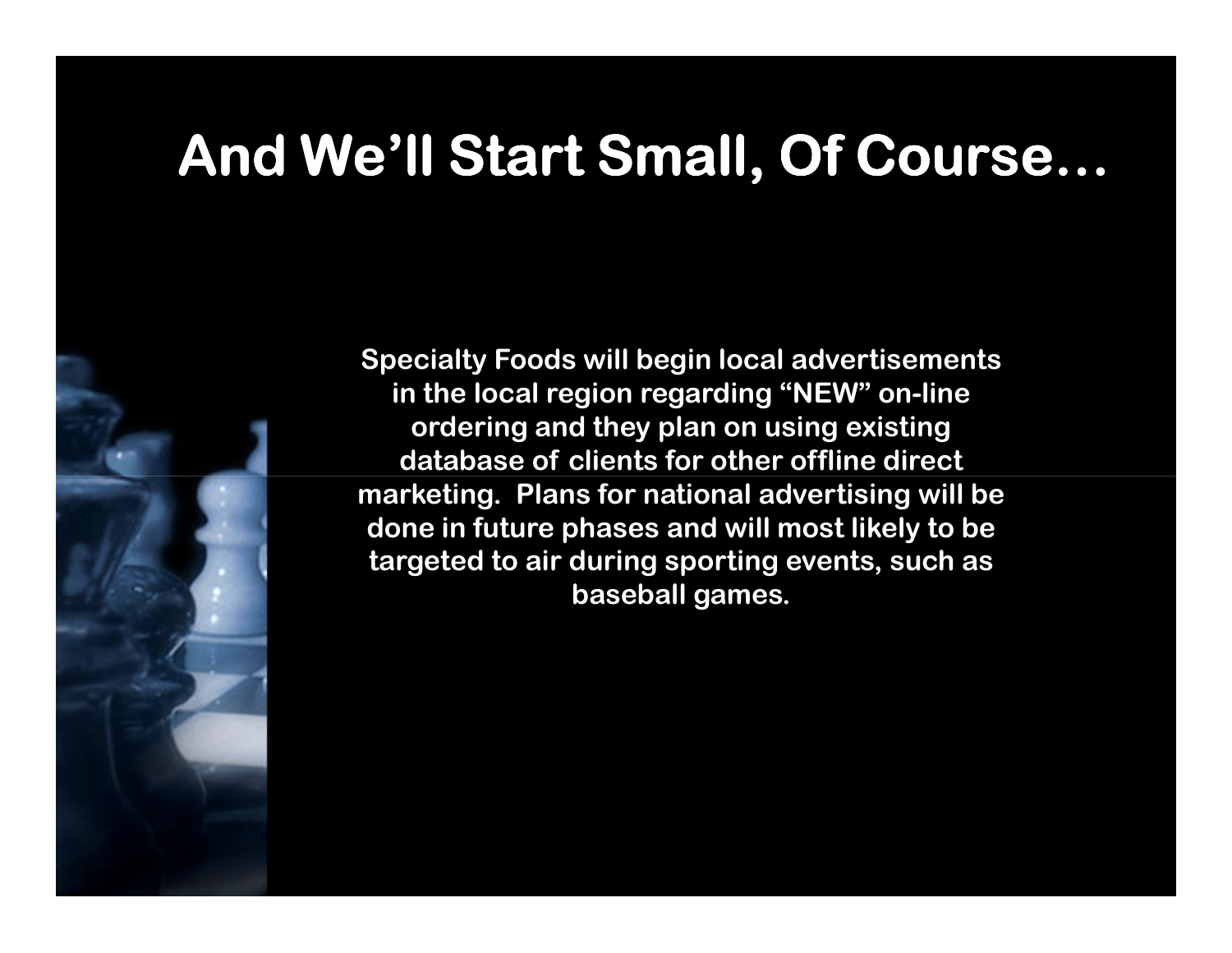# And We'll Start Small, Of Course…

**Specialty Foods will begin local advertisements in the local region regarding "NEW" on-line ordering and they plan on using existing database of clients for other offline direct marketing. Plans for national advertising will be done in future phases and will most likely to be targeted to air during sporting events, such as baseball games.**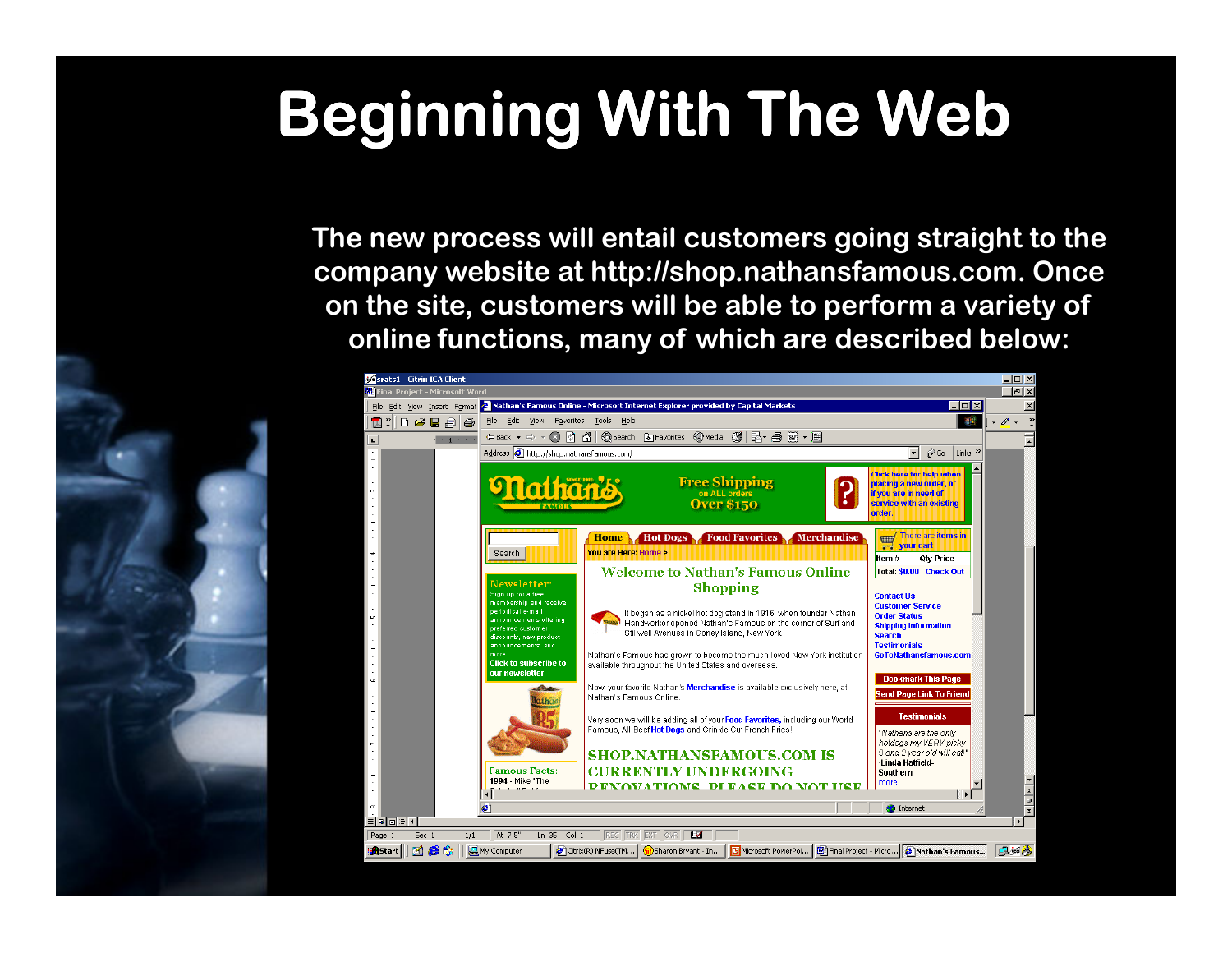# Beginning With The Web

The new process will entail customers going straight to the company website at http://shop.nathansfamous.com. Once on the site, customers will be able to perform a variety of online functions, many of which are described below: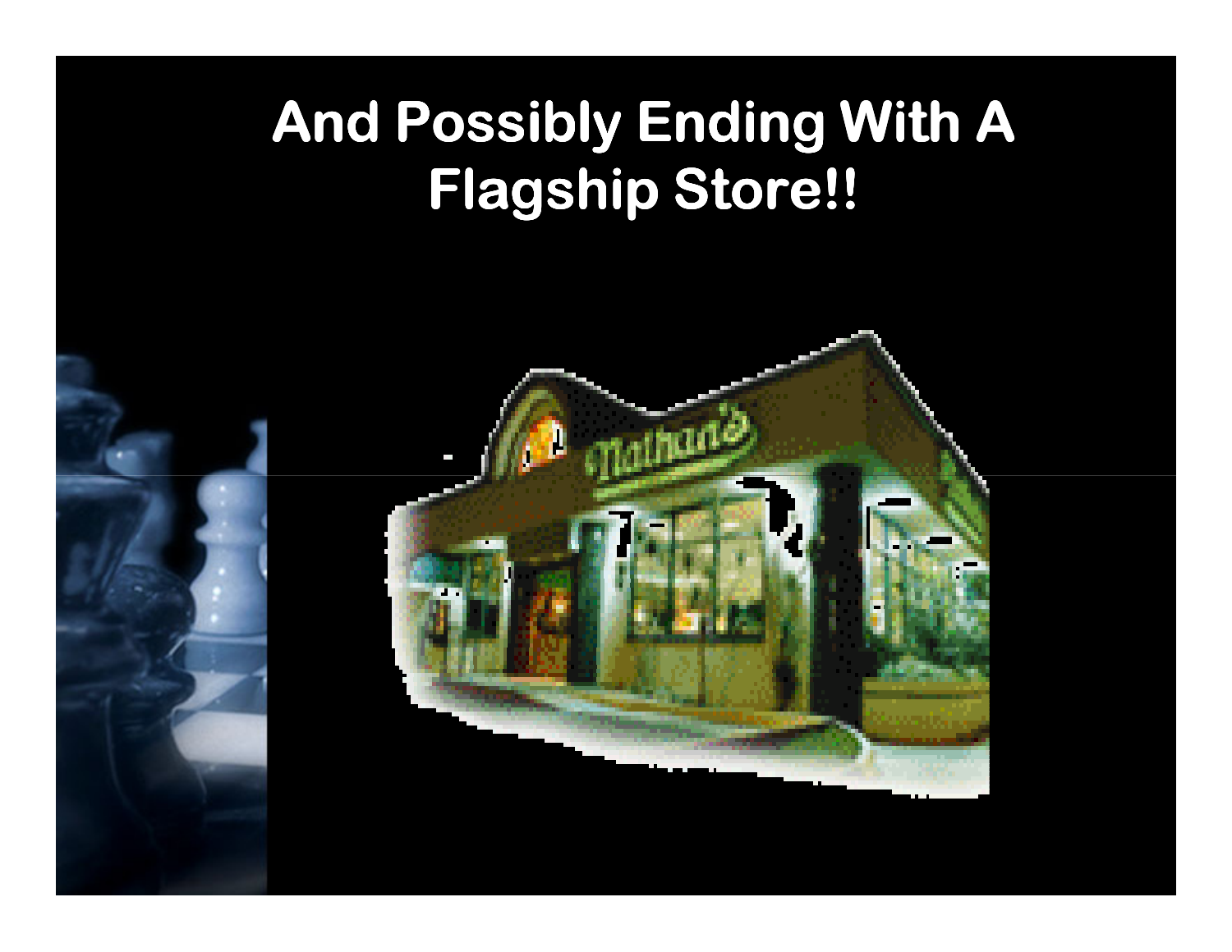# And Possibly Ending With A Flagship Store!!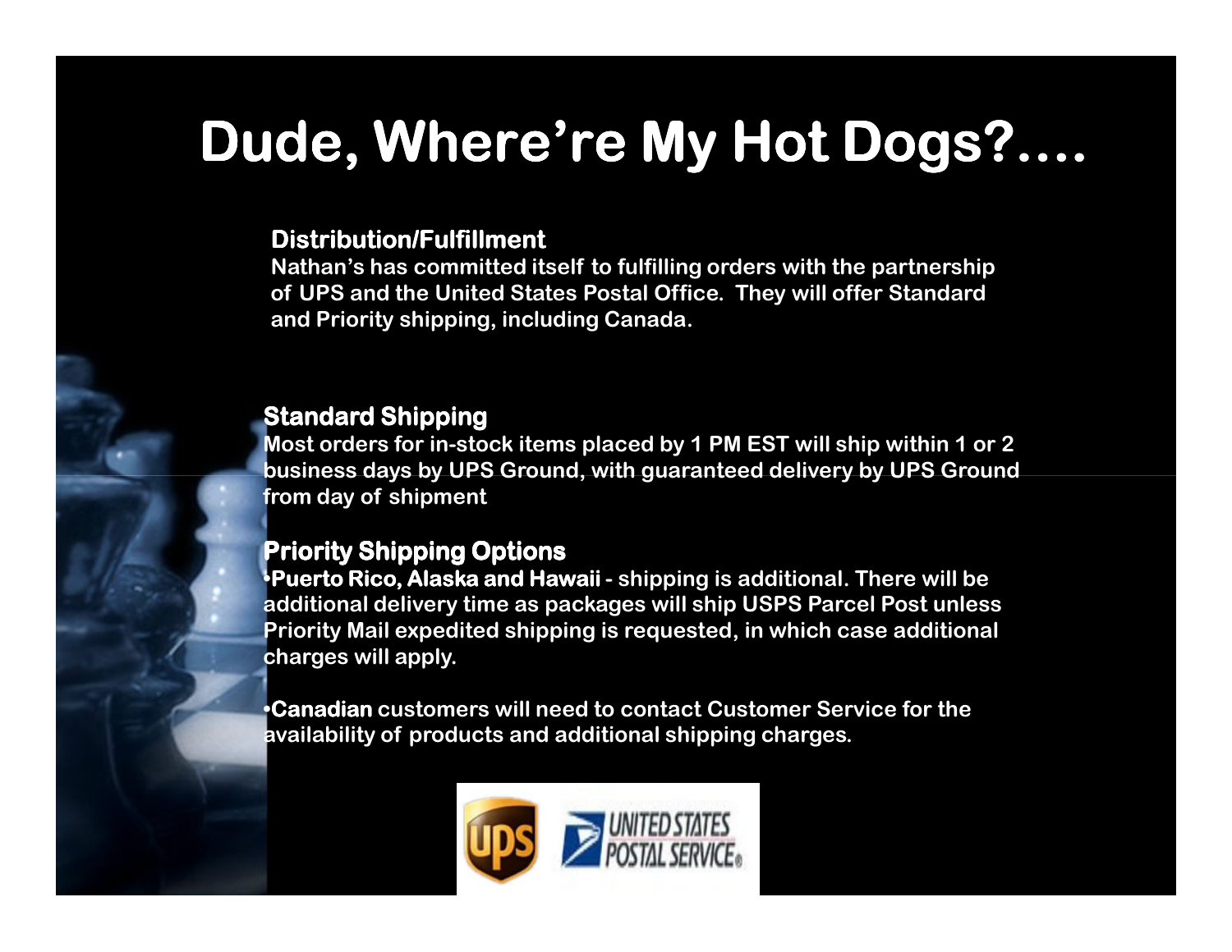# Dude, Where're My Hot Dogs?....

**Distribution/Fulfillment**

Nathan's has committed itself to fulfilling orders with the partnership of UPS and the United States Postal Office. They will offer Standard and Priority shipping, including Canada.

**Standard Shipping**

Most orders for in-stock items placed by 1 PM EST will ship within 1 or 2 business days by UPS Ground, with guaranteed delivery by UPS Ground from day of shipment

**Priority Shipping Options**

- **Puerto Rico, Alaska and Hawaii** - shipping is additional. There will be additional delivery time as packages will ship USPS Parcel Post unless Priority Mail expedited shipping is requested, in which case additional charges will apply.

- **Canadian** customers will need to contact Customer Service for the availability of products and additional shipping charges.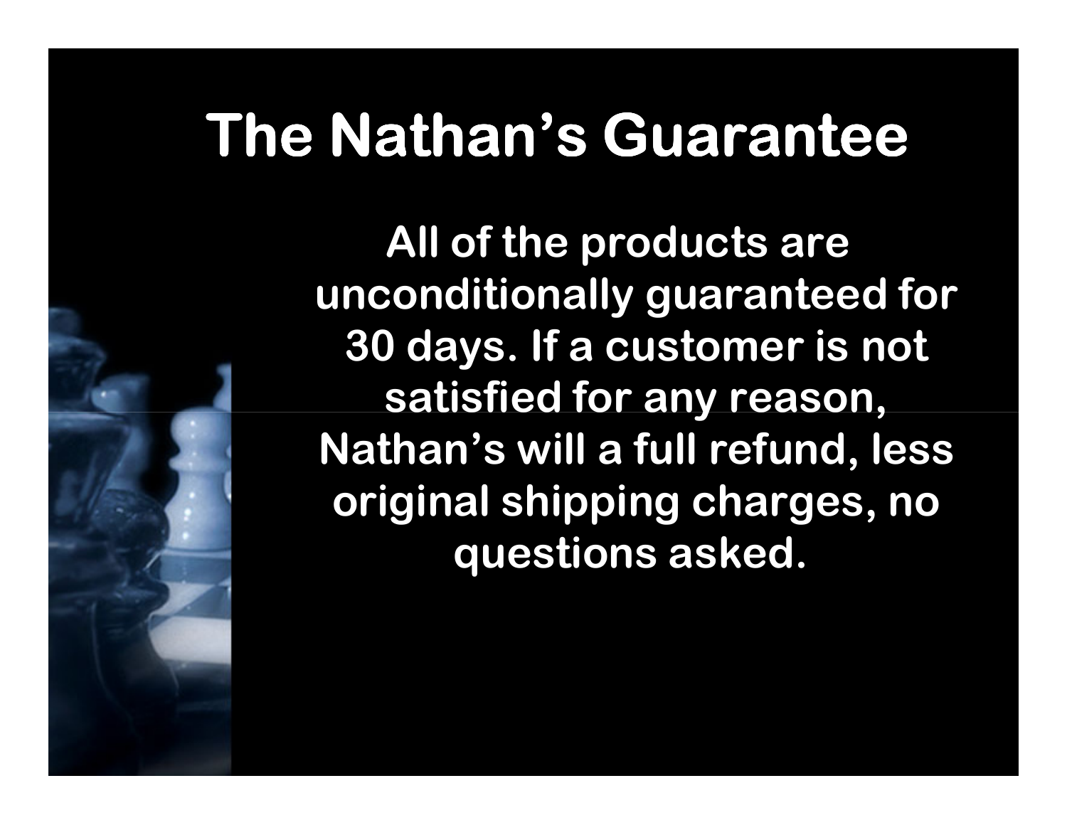# The Nathan's Guarantee

All of the products are unconditionally guaranteed for 30 days. If a customer is not satisfied for any reason, Nathan's will a full refund, less original shipping charges, no questions asked.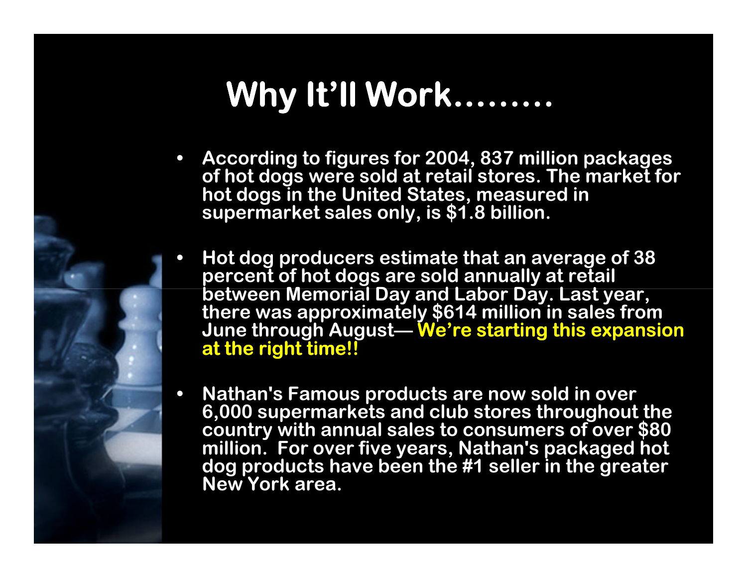# Why It'll Work………

- According to figures for 2004, 837 million packages of hot dogs were sold at retail stores. The market for hot dogs in the United States, measured in supermarket sales only, is $1.8 billion.

- Hot dog producers estimate that an average of 38 percent of hot dogs are sold annually at retail between Memorial Day and Labor Day. Last year, there was approximately $614 million in sales from June through August— **We're starting this expansion at the right time!!**

- Nathan's Famous products are now sold in over 6,000 supermarkets and club stores throughout the country with annual sales to consumers of over $80 million. For over five years, Nathan's packaged hot dog products have been the #1 seller in the greater New York area.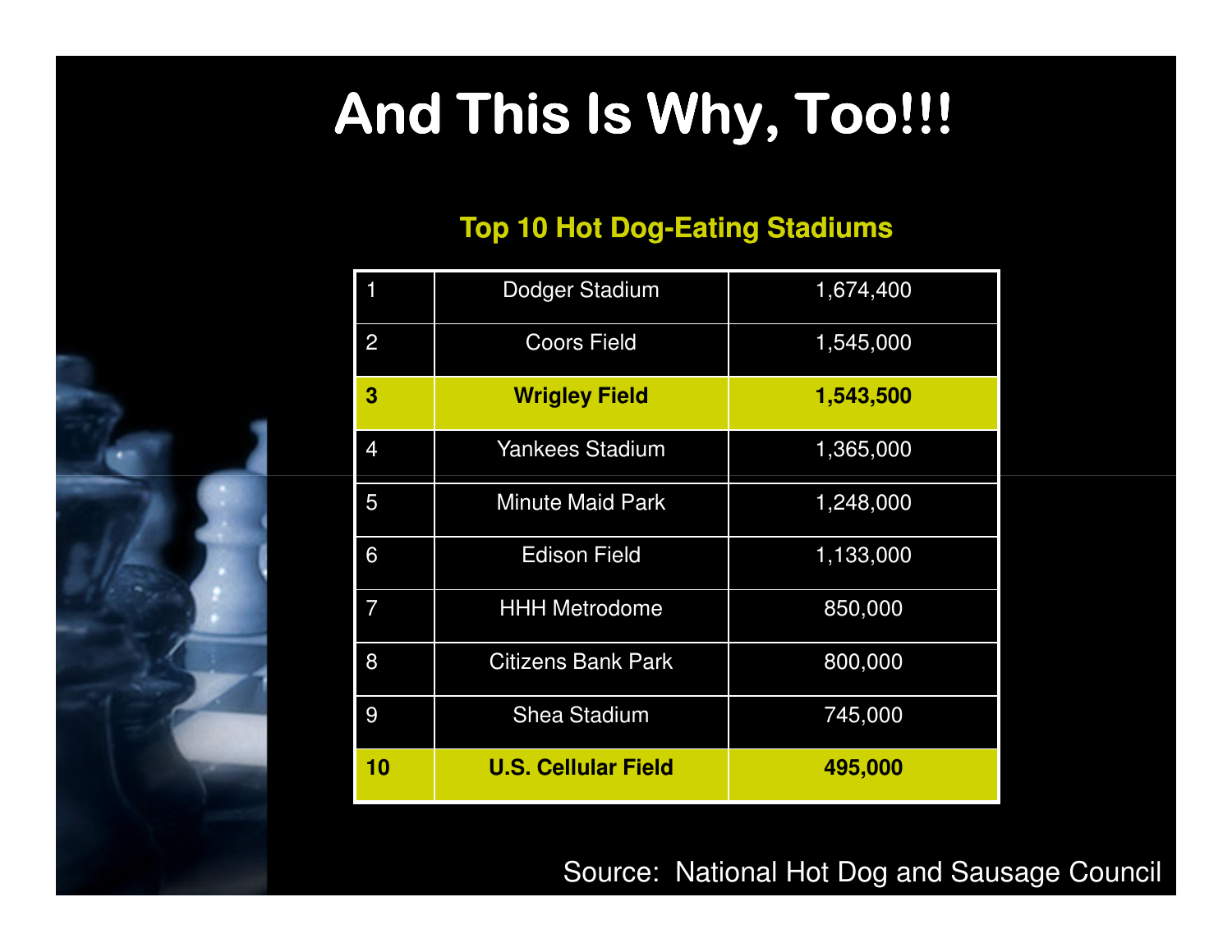# And This Is Why, Too!!!

## Top 10 Hot Dog-Eating Stadiums

| | | |
|---|---|---|
| 1 | Dodger Stadium | 1,674,400 |
| 2 | Coors Field | 1,545,000 |
| **3** | **Wrigley Field** | **1,543,500** |
| 4 | Yankees Stadium | 1,365,000 |
| 5 | Minute Maid Park | 1,248,000 |
| 6 | Edison Field | 1,133,000 |
| 7 | HHH Metrodome | 850,000 |
| 8 | Citizens Bank Park | 800,000 |
| 9 | Shea Stadium | 745,000 |
| **10** | **U.S. Cellular Field** | **495,000** |

Source: National Hot Dog and Sausage Council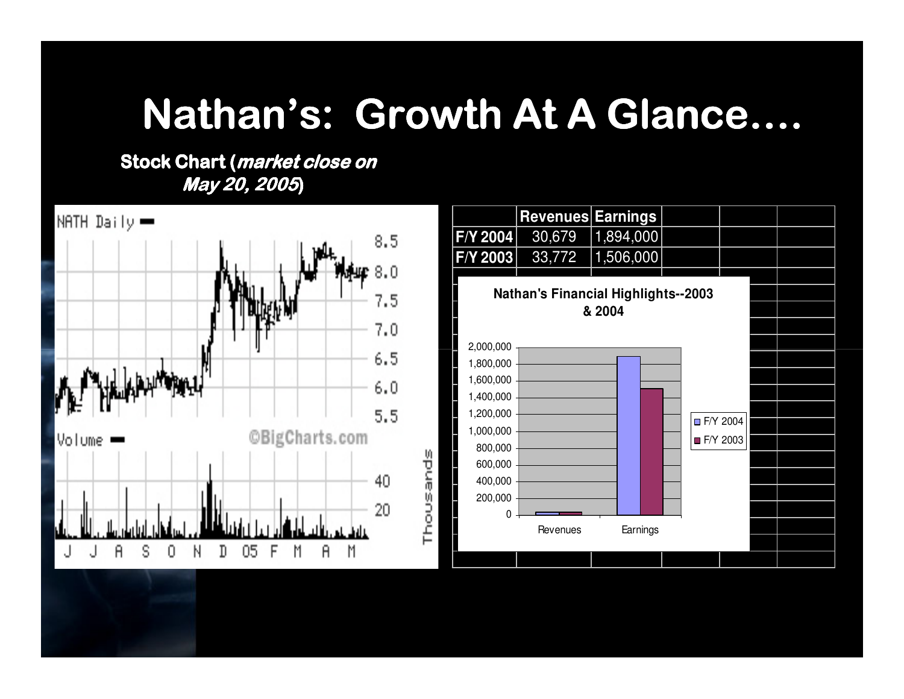# Nathan's: Growth At A Glance….

**Stock Chart (*market close on May 20, 2005*)**

| | Revenues | Earnings |
|---|---|---|
| F/Y 2004 | 30,679 | 1,894,000 |
| F/Y 2003 | 33,772 | 1,506,000 |

**Nathan's Financial Highlights--2003 & 2004**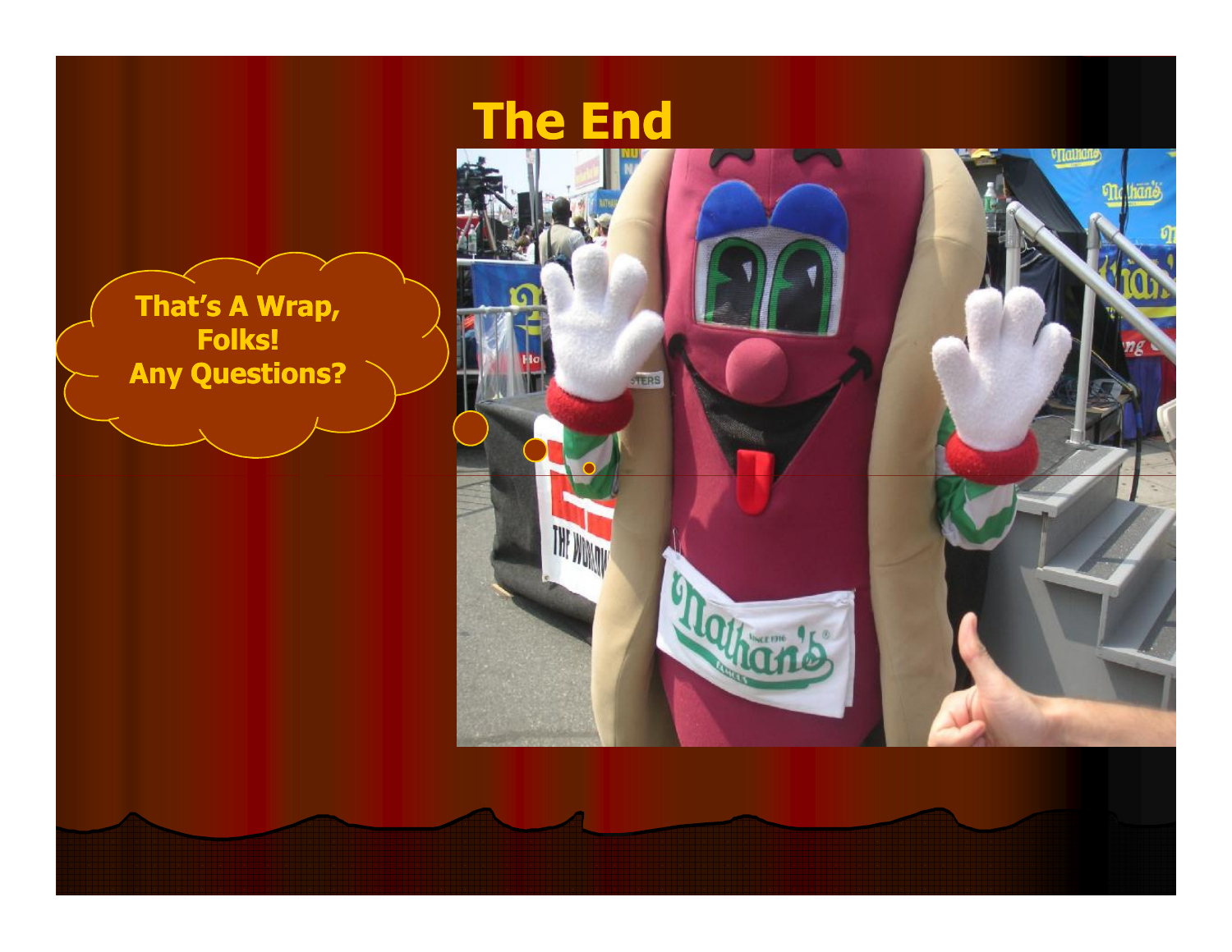# The End

That's A Wrap, Folks!
Any Questions?